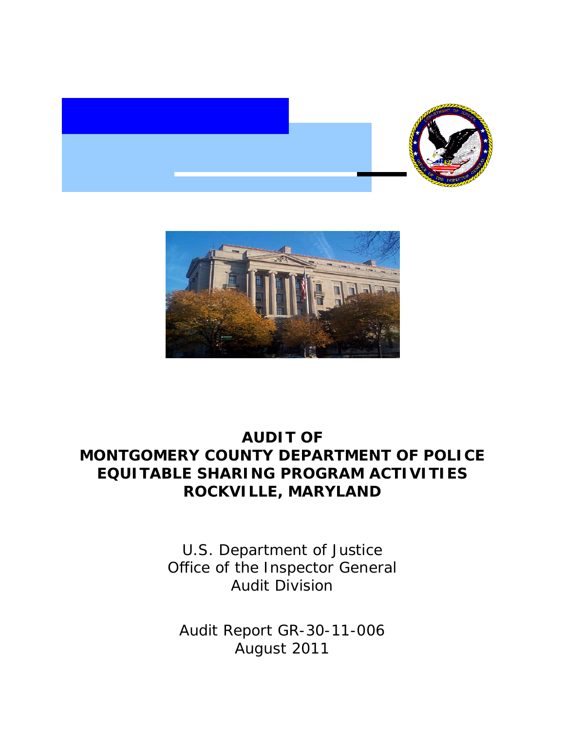# AUDIT OF MONTGOMERY COUNTY DEPARTMENT OF POLICE EQUITABLE SHARING PROGRAM ACTIVITIES ROCKVILLE, MARYLAND

U.S. Department of Justice
Office of the Inspector General
Audit Division

Audit Report GR-30-11-006
August 2011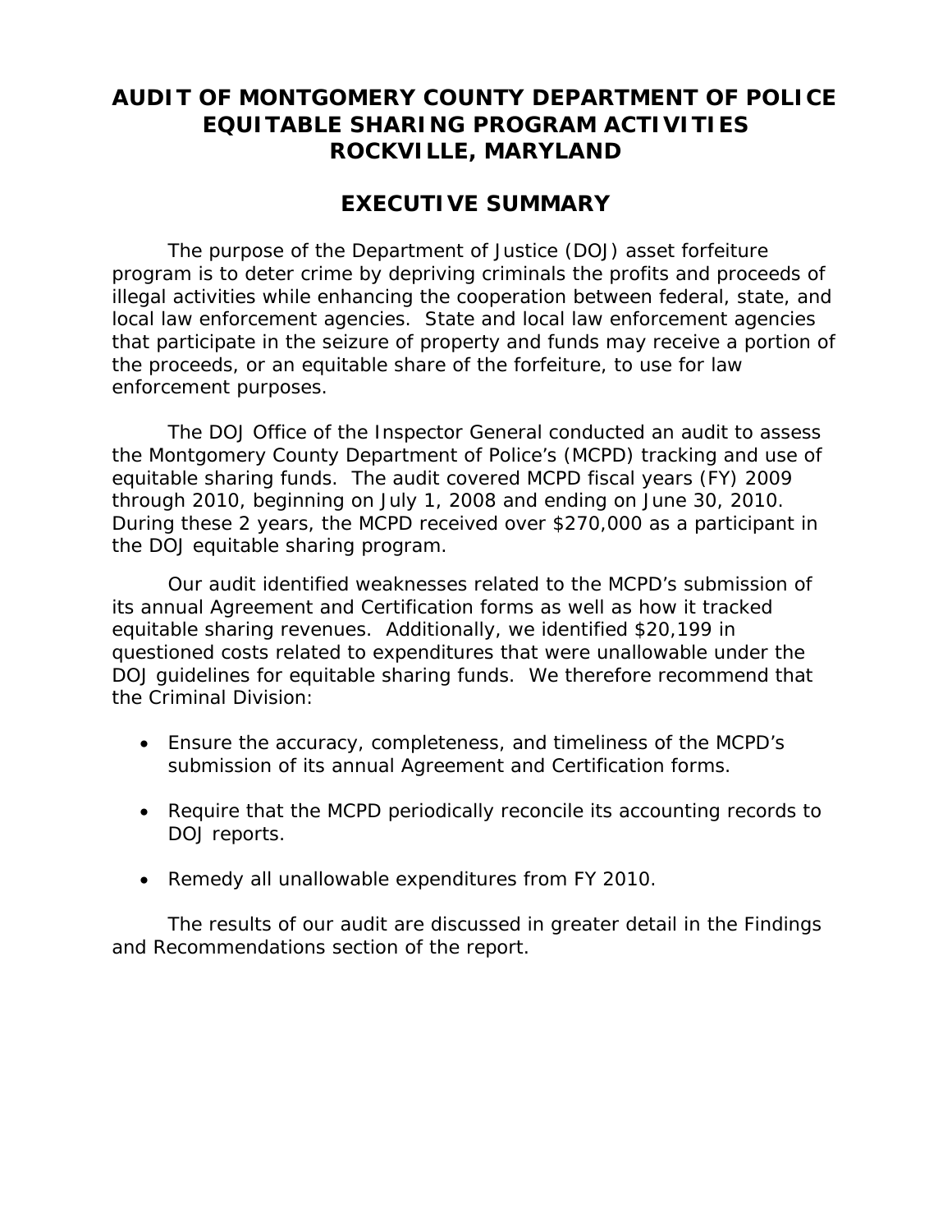# AUDIT OF MONTGOMERY COUNTY DEPARTMENT OF POLICE EQUITABLE SHARING PROGRAM ACTIVITIES ROCKVILLE, MARYLAND

## EXECUTIVE SUMMARY

The purpose of the Department of Justice (DOJ) asset forfeiture program is to deter crime by depriving criminals the profits and proceeds of illegal activities while enhancing the cooperation between federal, state, and local law enforcement agencies. State and local law enforcement agencies that participate in the seizure of property and funds may receive a portion of the proceeds, or an equitable share of the forfeiture, to use for law enforcement purposes.

The DOJ Office of the Inspector General conducted an audit to assess the Montgomery County Department of Police's (MCPD) tracking and use of equitable sharing funds. The audit covered MCPD fiscal years (FY) 2009 through 2010, beginning on July 1, 2008 and ending on June 30, 2010. During these 2 years, the MCPD received over $270,000 as a participant in the DOJ equitable sharing program.

Our audit identified weaknesses related to the MCPD's submission of its annual Agreement and Certification forms as well as how it tracked equitable sharing revenues. Additionally, we identified $20,199 in questioned costs related to expenditures that were unallowable under the DOJ guidelines for equitable sharing funds. We therefore recommend that the Criminal Division:

- Ensure the accuracy, completeness, and timeliness of the MCPD's submission of its annual Agreement and Certification forms.
- Require that the MCPD periodically reconcile its accounting records to DOJ reports.
- Remedy all unallowable expenditures from FY 2010.

The results of our audit are discussed in greater detail in the Findings and Recommendations section of the report.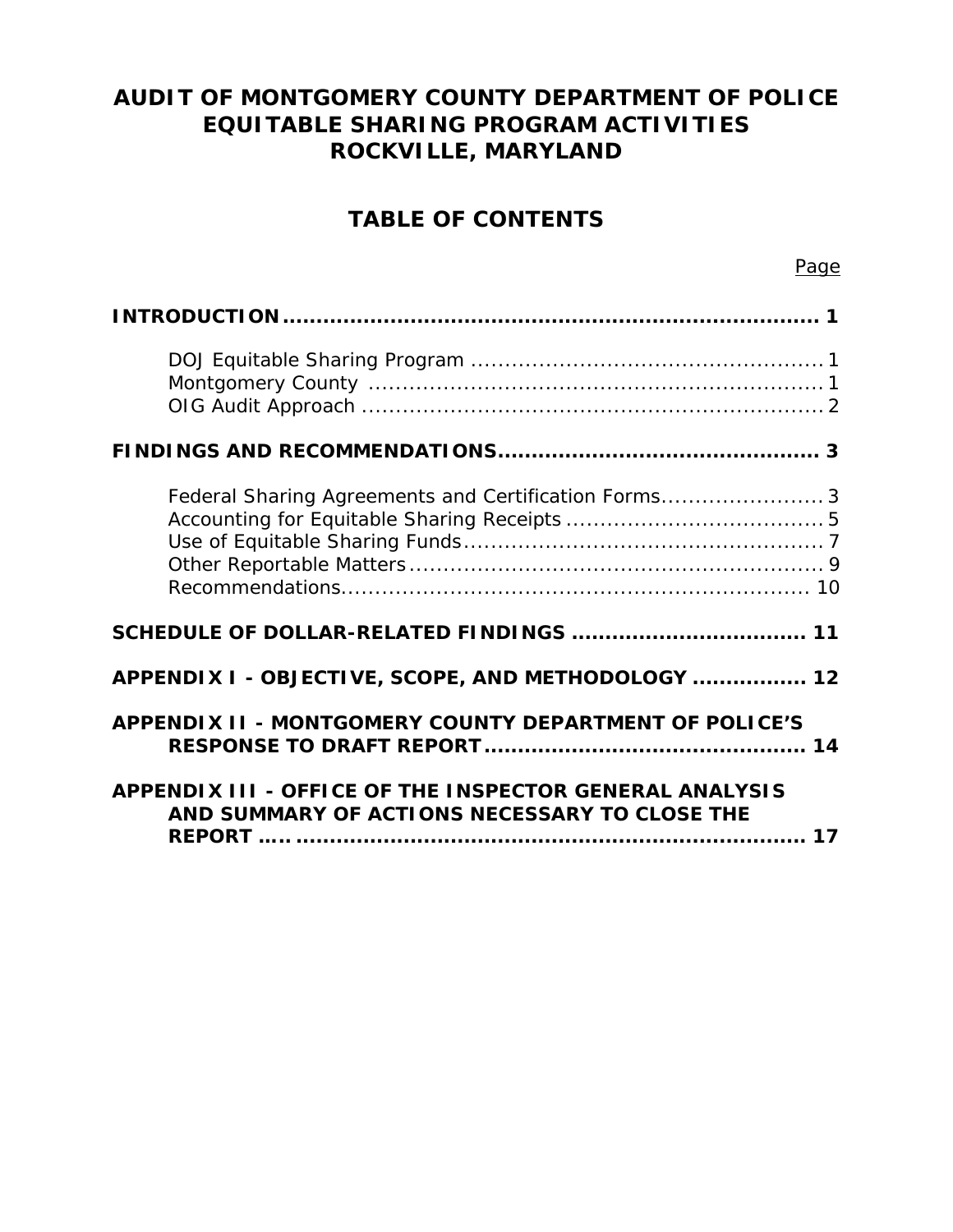# AUDIT OF MONTGOMERY COUNTY DEPARTMENT OF POLICE EQUITABLE SHARING PROGRAM ACTIVITIES ROCKVILLE, MARYLAND

## TABLE OF CONTENTS

Page

**INTRODUCTION** ............................................................................. 1

- DOJ Equitable Sharing Program ................................................... 1
- Montgomery County ..................................................................... 1
- OIG Audit Approach ..................................................................... 2

**FINDINGS AND RECOMMENDATIONS** ............................................... 3

- Federal Sharing Agreements and Certification Forms ....................... 3
- Accounting for Equitable Sharing Receipts ...................................... 5
- Use of Equitable Sharing Funds ..................................................... 7
- Other Reportable Matters ............................................................. 9
- Recommendations ..................................................................... 10

**SCHEDULE OF DOLLAR-RELATED FINDINGS** .................................. 11

**APPENDIX I - OBJECTIVE, SCOPE, AND METHODOLOGY** ................ 12

**APPENDIX II - MONTGOMERY COUNTY DEPARTMENT OF POLICE'S RESPONSE TO DRAFT REPORT** ................................................ 14

**APPENDIX III - OFFICE OF THE INSPECTOR GENERAL ANALYSIS AND SUMMARY OF ACTIONS NECESSARY TO CLOSE THE REPORT** ............................................................................. 17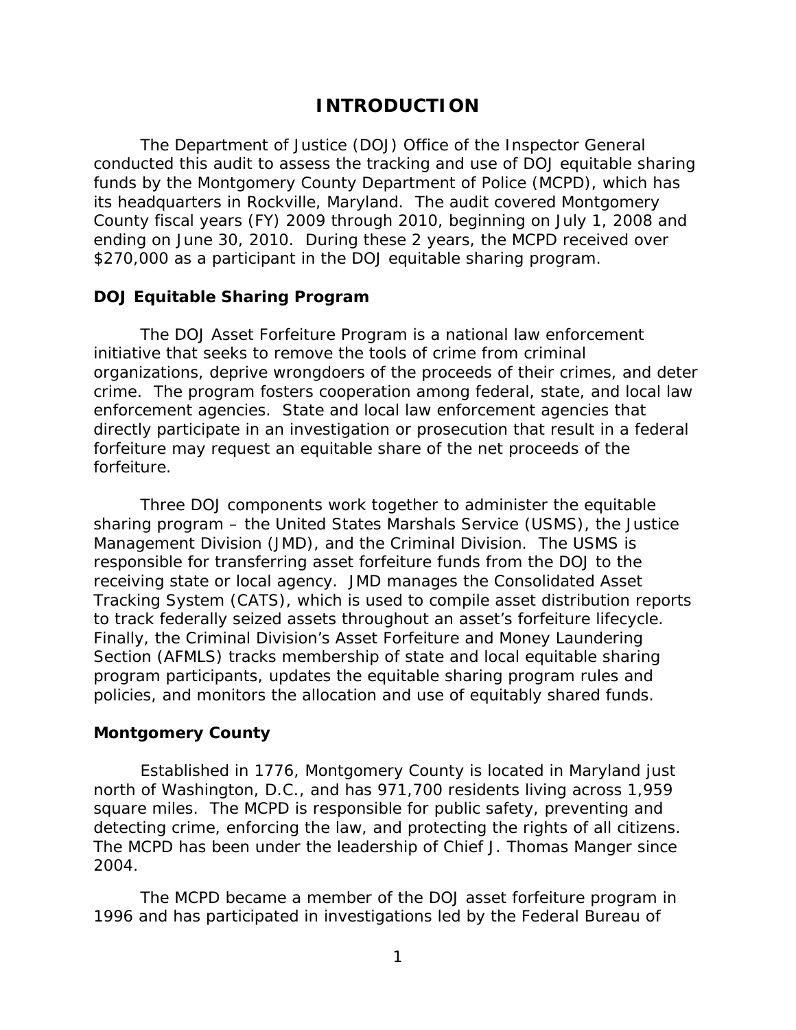# INTRODUCTION

The Department of Justice (DOJ) Office of the Inspector General conducted this audit to assess the tracking and use of DOJ equitable sharing funds by the Montgomery County Department of Police (MCPD), which has its headquarters in Rockville, Maryland. The audit covered Montgomery County fiscal years (FY) 2009 through 2010, beginning on July 1, 2008 and ending on June 30, 2010. During these 2 years, the MCPD received over $270,000 as a participant in the DOJ equitable sharing program.

## DOJ Equitable Sharing Program

The DOJ Asset Forfeiture Program is a national law enforcement initiative that seeks to remove the tools of crime from criminal organizations, deprive wrongdoers of the proceeds of their crimes, and deter crime. The program fosters cooperation among federal, state, and local law enforcement agencies. State and local law enforcement agencies that directly participate in an investigation or prosecution that result in a federal forfeiture may request an equitable share of the net proceeds of the forfeiture.

Three DOJ components work together to administer the equitable sharing program – the United States Marshals Service (USMS), the Justice Management Division (JMD), and the Criminal Division. The USMS is responsible for transferring asset forfeiture funds from the DOJ to the receiving state or local agency. JMD manages the Consolidated Asset Tracking System (CATS), which is used to compile asset distribution reports to track federally seized assets throughout an asset's forfeiture lifecycle. Finally, the Criminal Division's Asset Forfeiture and Money Laundering Section (AFMLS) tracks membership of state and local equitable sharing program participants, updates the equitable sharing program rules and policies, and monitors the allocation and use of equitably shared funds.

## Montgomery County

Established in 1776, Montgomery County is located in Maryland just north of Washington, D.C., and has 971,700 residents living across 1,959 square miles. The MCPD is responsible for public safety, preventing and detecting crime, enforcing the law, and protecting the rights of all citizens. The MCPD has been under the leadership of Chief J. Thomas Manger since 2004.

The MCPD became a member of the DOJ asset forfeiture program in 1996 and has participated in investigations led by the Federal Bureau of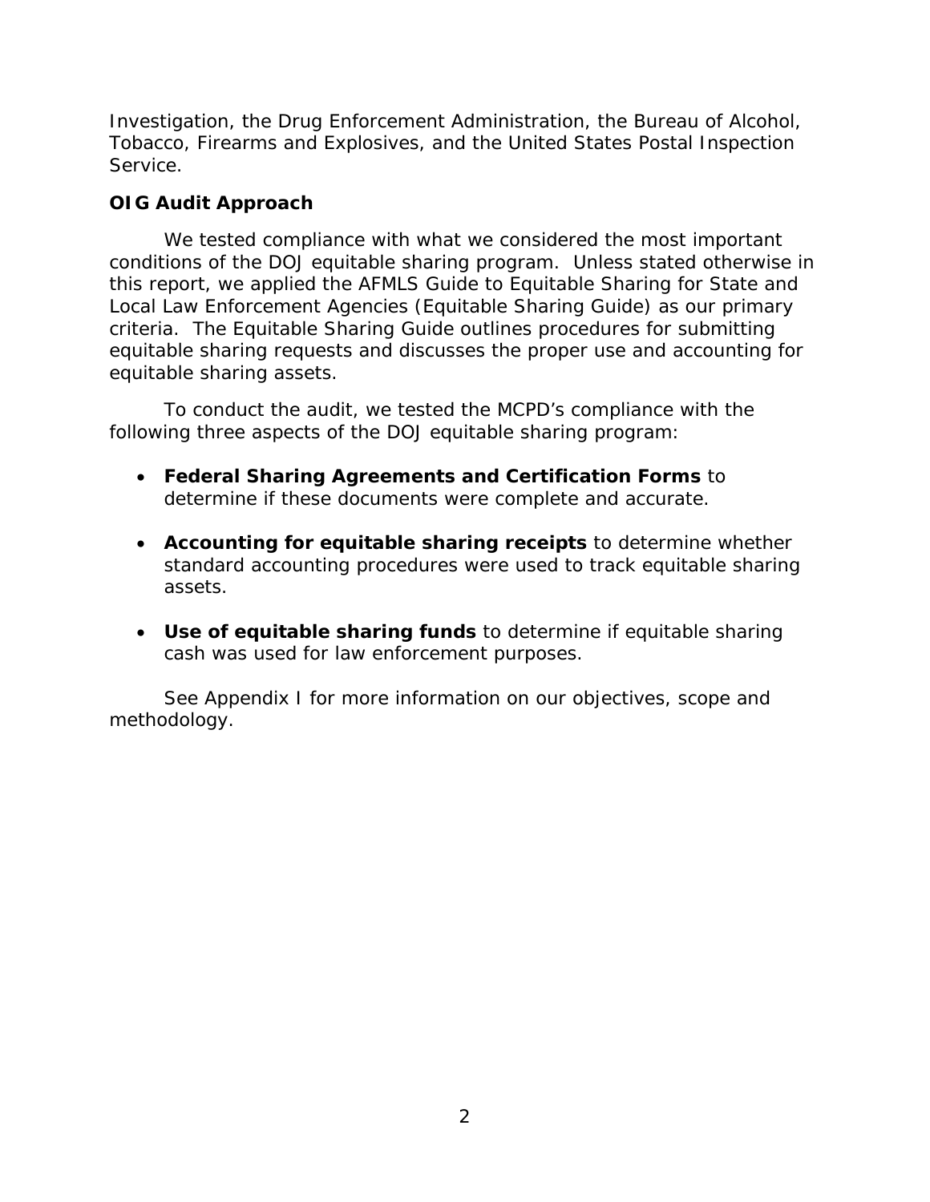Investigation, the Drug Enforcement Administration, the Bureau of Alcohol, Tobacco, Firearms and Explosives, and the United States Postal Inspection Service.

### OIG Audit Approach

We tested compliance with what we considered the most important conditions of the DOJ equitable sharing program. Unless stated otherwise in this report, we applied the AFMLS Guide to Equitable Sharing for State and Local Law Enforcement Agencies (Equitable Sharing Guide) as our primary criteria. The Equitable Sharing Guide outlines procedures for submitting equitable sharing requests and discusses the proper use and accounting for equitable sharing assets.

To conduct the audit, we tested the MCPD's compliance with the following three aspects of the DOJ equitable sharing program:

- **Federal Sharing Agreements and Certification Forms** to determine if these documents were complete and accurate.
- **Accounting for equitable sharing receipts** to determine whether standard accounting procedures were used to track equitable sharing assets.
- **Use of equitable sharing funds** to determine if equitable sharing cash was used for law enforcement purposes.

See Appendix I for more information on our objectives, scope and methodology.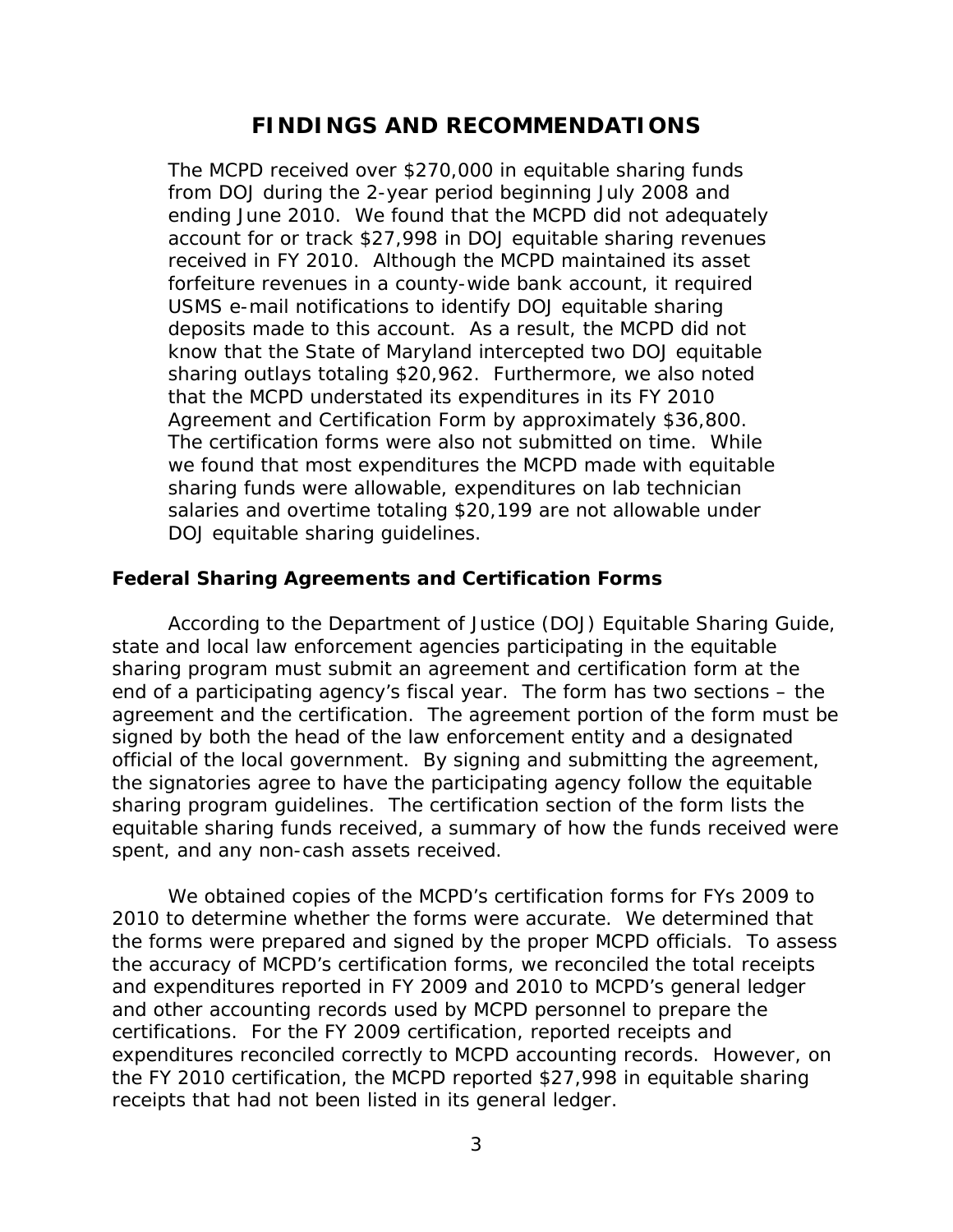# FINDINGS AND RECOMMENDATIONS

The MCPD received over $270,000 in equitable sharing funds from DOJ during the 2-year period beginning July 2008 and ending June 2010. We found that the MCPD did not adequately account for or track $27,998 in DOJ equitable sharing revenues received in FY 2010. Although the MCPD maintained its asset forfeiture revenues in a county-wide bank account, it required USMS e-mail notifications to identify DOJ equitable sharing deposits made to this account. As a result, the MCPD did not know that the State of Maryland intercepted two DOJ equitable sharing outlays totaling $20,962. Furthermore, we also noted that the MCPD understated its expenditures in its FY 2010 Agreement and Certification Form by approximately $36,800. The certification forms were also not submitted on time. While we found that most expenditures the MCPD made with equitable sharing funds were allowable, expenditures on lab technician salaries and overtime totaling $20,199 are not allowable under DOJ equitable sharing guidelines.

## Federal Sharing Agreements and Certification Forms

According to the Department of Justice (DOJ) Equitable Sharing Guide, state and local law enforcement agencies participating in the equitable sharing program must submit an agreement and certification form at the end of a participating agency's fiscal year. The form has two sections – the agreement and the certification. The agreement portion of the form must be signed by both the head of the law enforcement entity and a designated official of the local government. By signing and submitting the agreement, the signatories agree to have the participating agency follow the equitable sharing program guidelines. The certification section of the form lists the equitable sharing funds received, a summary of how the funds received were spent, and any non-cash assets received.

We obtained copies of the MCPD's certification forms for FYs 2009 to 2010 to determine whether the forms were accurate. We determined that the forms were prepared and signed by the proper MCPD officials. To assess the accuracy of MCPD's certification forms, we reconciled the total receipts and expenditures reported in FY 2009 and 2010 to MCPD's general ledger and other accounting records used by MCPD personnel to prepare the certifications. For the FY 2009 certification, reported receipts and expenditures reconciled correctly to MCPD accounting records. However, on the FY 2010 certification, the MCPD reported $27,998 in equitable sharing receipts that had not been listed in its general ledger.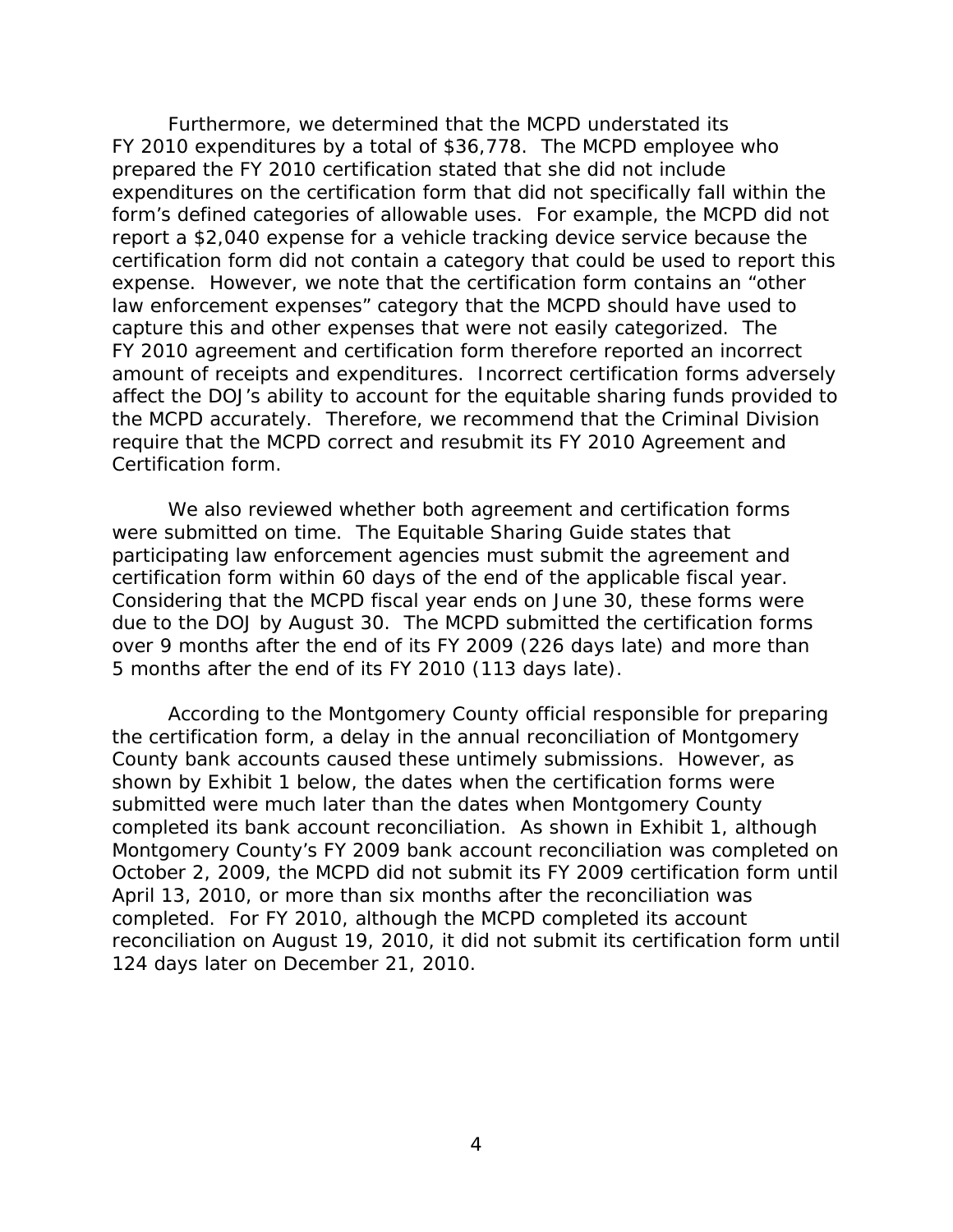Furthermore, we determined that the MCPD understated its FY 2010 expenditures by a total of $36,778. The MCPD employee who prepared the FY 2010 certification stated that she did not include expenditures on the certification form that did not specifically fall within the form's defined categories of allowable uses. For example, the MCPD did not report a $2,040 expense for a vehicle tracking device service because the certification form did not contain a category that could be used to report this expense. However, we note that the certification form contains an "other law enforcement expenses" category that the MCPD should have used to capture this and other expenses that were not easily categorized. The FY 2010 agreement and certification form therefore reported an incorrect amount of receipts and expenditures. Incorrect certification forms adversely affect the DOJ's ability to account for the equitable sharing funds provided to the MCPD accurately. Therefore, we recommend that the Criminal Division require that the MCPD correct and resubmit its FY 2010 Agreement and Certification form.

We also reviewed whether both agreement and certification forms were submitted on time. The Equitable Sharing Guide states that participating law enforcement agencies must submit the agreement and certification form within 60 days of the end of the applicable fiscal year. Considering that the MCPD fiscal year ends on June 30, these forms were due to the DOJ by August 30. The MCPD submitted the certification forms over 9 months after the end of its FY 2009 (226 days late) and more than 5 months after the end of its FY 2010 (113 days late).

According to the Montgomery County official responsible for preparing the certification form, a delay in the annual reconciliation of Montgomery County bank accounts caused these untimely submissions. However, as shown by Exhibit 1 below, the dates when the certification forms were submitted were much later than the dates when Montgomery County completed its bank account reconciliation. As shown in Exhibit 1, although Montgomery County's FY 2009 bank account reconciliation was completed on October 2, 2009, the MCPD did not submit its FY 2009 certification form until April 13, 2010, or more than six months after the reconciliation was completed. For FY 2010, although the MCPD completed its account reconciliation on August 19, 2010, it did not submit its certification form until 124 days later on December 21, 2010.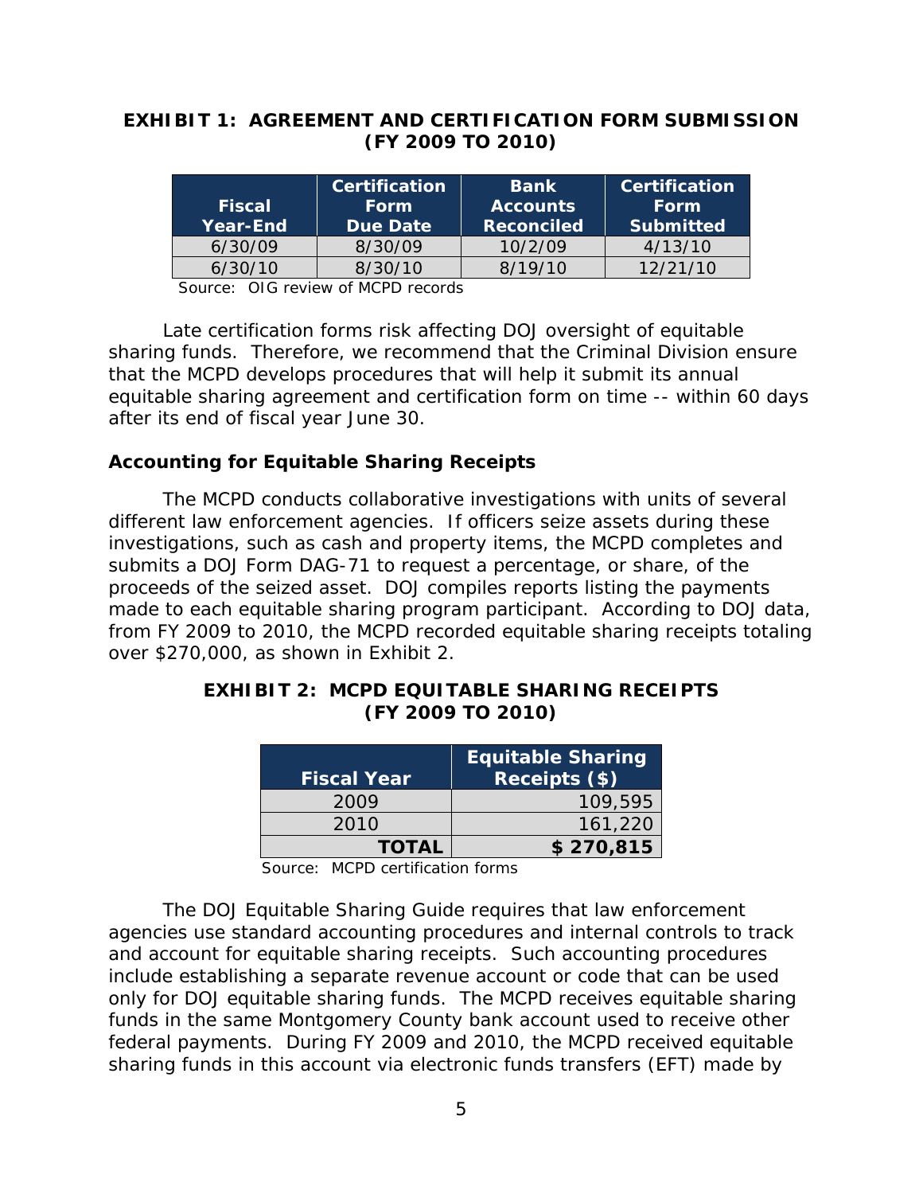**EXHIBIT 1: AGREEMENT AND CERTIFICATION FORM SUBMISSION (FY 2009 TO 2010)**

| Fiscal Year-End | Certification Form Due Date | Bank Accounts Reconciled | Certification Form Submitted |
|---|---|---|---|
| 6/30/09 | 8/30/09 | 10/2/09 | 4/13/10 |
| 6/30/10 | 8/30/10 | 8/19/10 | 12/21/10 |

Source: OIG review of MCPD records

Late certification forms risk affecting DOJ oversight of equitable sharing funds. Therefore, we recommend that the Criminal Division ensure that the MCPD develops procedures that will help it submit its annual equitable sharing agreement and certification form on time -- within 60 days after its end of fiscal year June 30.

### Accounting for Equitable Sharing Receipts

The MCPD conducts collaborative investigations with units of several different law enforcement agencies. If officers seize assets during these investigations, such as cash and property items, the MCPD completes and submits a DOJ Form DAG-71 to request a percentage, or share, of the proceeds of the seized asset. DOJ compiles reports listing the payments made to each equitable sharing program participant. According to DOJ data, from FY 2009 to 2010, the MCPD recorded equitable sharing receipts totaling over $270,000, as shown in Exhibit 2.

**EXHIBIT 2: MCPD EQUITABLE SHARING RECEIPTS (FY 2009 TO 2010)**

| Fiscal Year | Equitable Sharing Receipts ($) |
|---|---|
| 2009 | 109,595 |
| 2010 | 161,220 |
| **TOTAL** | **$ 270,815** |

Source: MCPD certification forms

The DOJ Equitable Sharing Guide requires that law enforcement agencies use standard accounting procedures and internal controls to track and account for equitable sharing receipts. Such accounting procedures include establishing a separate revenue account or code that can be used only for DOJ equitable sharing funds. The MCPD receives equitable sharing funds in the same Montgomery County bank account used to receive other federal payments. During FY 2009 and 2010, the MCPD received equitable sharing funds in this account via electronic funds transfers (EFT) made by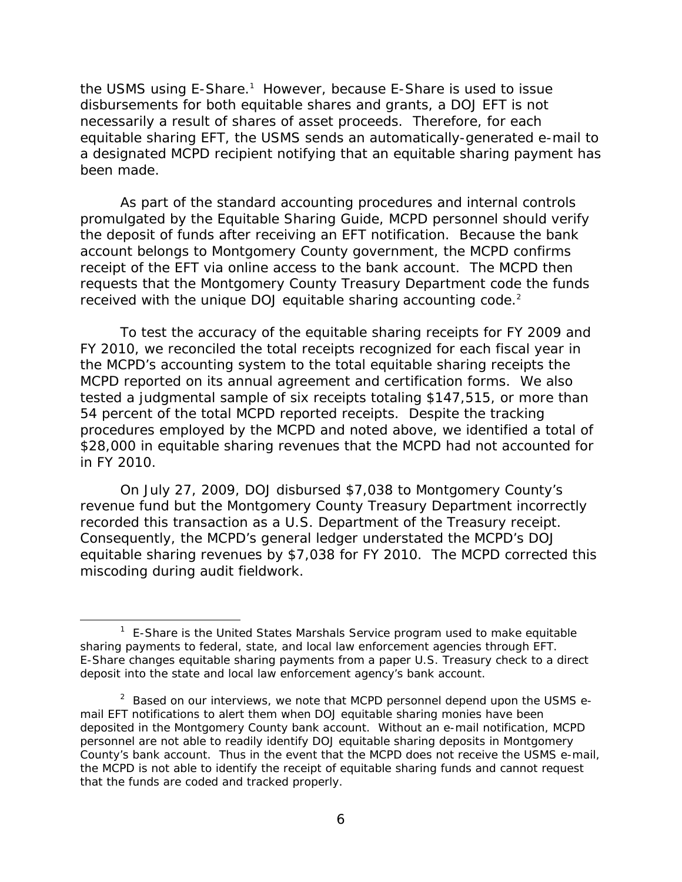the USMS using E-Share.[1] However, because E-Share is used to issue disbursements for both equitable shares and grants, a DOJ EFT is not necessarily a result of shares of asset proceeds. Therefore, for each equitable sharing EFT, the USMS sends an automatically-generated e-mail to a designated MCPD recipient notifying that an equitable sharing payment has been made.

As part of the standard accounting procedures and internal controls promulgated by the Equitable Sharing Guide, MCPD personnel should verify the deposit of funds after receiving an EFT notification. Because the bank account belongs to Montgomery County government, the MCPD confirms receipt of the EFT via online access to the bank account. The MCPD then requests that the Montgomery County Treasury Department code the funds received with the unique DOJ equitable sharing accounting code.[2]

To test the accuracy of the equitable sharing receipts for FY 2009 and FY 2010, we reconciled the total receipts recognized for each fiscal year in the MCPD's accounting system to the total equitable sharing receipts the MCPD reported on its annual agreement and certification forms. We also tested a judgmental sample of six receipts totaling $147,515, or more than 54 percent of the total MCPD reported receipts. Despite the tracking procedures employed by the MCPD and noted above, we identified a total of $28,000 in equitable sharing revenues that the MCPD had not accounted for in FY 2010.

On July 27, 2009, DOJ disbursed $7,038 to Montgomery County's revenue fund but the Montgomery County Treasury Department incorrectly recorded this transaction as a U.S. Department of the Treasury receipt. Consequently, the MCPD's general ledger understated the MCPD's DOJ equitable sharing revenues by $7,038 for FY 2010. The MCPD corrected this miscoding during audit fieldwork.

---

[1] E-Share is the United States Marshals Service program used to make equitable sharing payments to federal, state, and local law enforcement agencies through EFT. E-Share changes equitable sharing payments from a paper U.S. Treasury check to a direct deposit into the state and local law enforcement agency's bank account.

[2] Based on our interviews, we note that MCPD personnel depend upon the USMS e-mail EFT notifications to alert them when DOJ equitable sharing monies have been deposited in the Montgomery County bank account. Without an e-mail notification, MCPD personnel are not able to readily identify DOJ equitable sharing deposits in Montgomery County's bank account. Thus in the event that the MCPD does not receive the USMS e-mail, the MCPD is not able to identify the receipt of equitable sharing funds and cannot request that the funds are coded and tracked properly.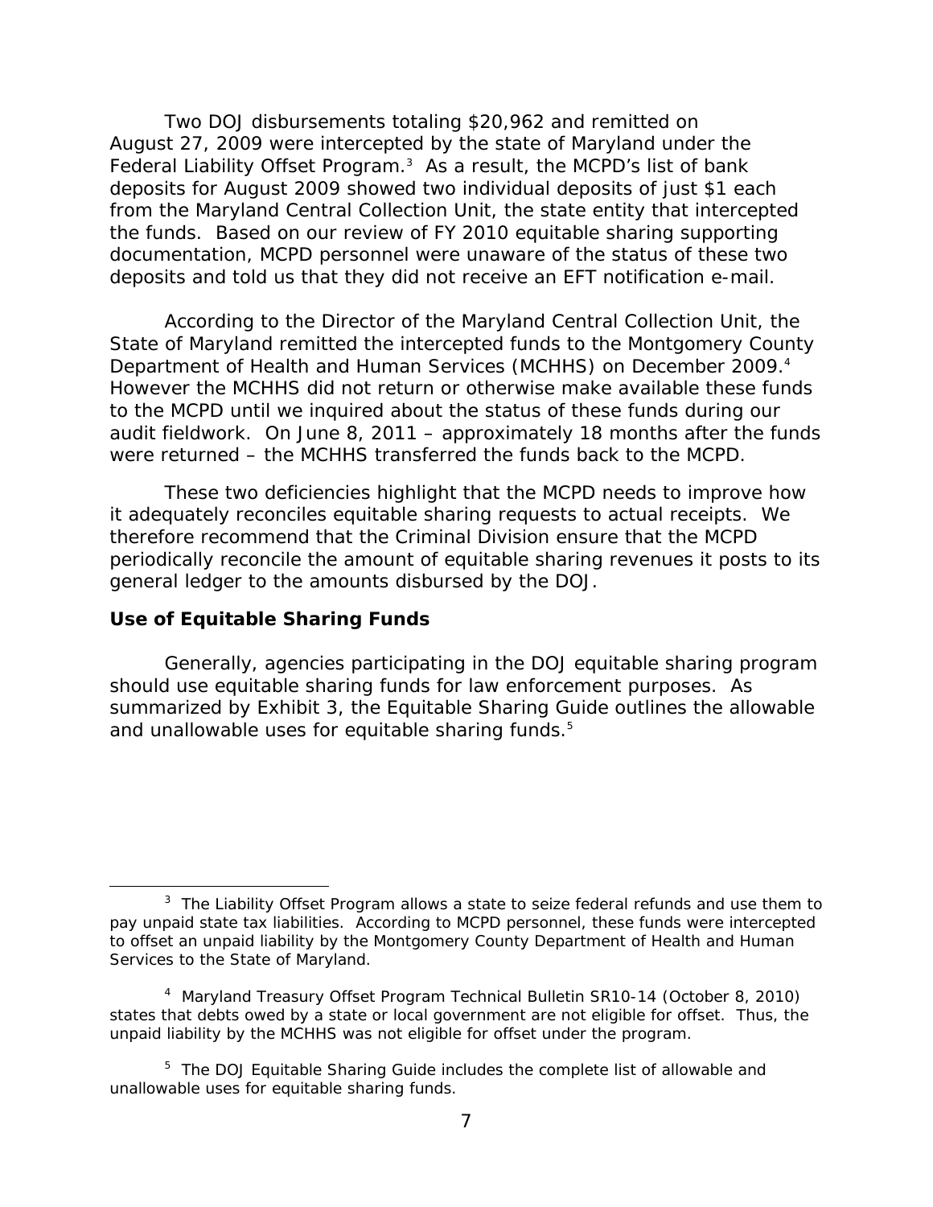Two DOJ disbursements totaling $20,962 and remitted on August 27, 2009 were intercepted by the state of Maryland under the Federal Liability Offset Program.[3] As a result, the MCPD's list of bank deposits for August 2009 showed two individual deposits of just $1 each from the Maryland Central Collection Unit, the state entity that intercepted the funds. Based on our review of FY 2010 equitable sharing supporting documentation, MCPD personnel were unaware of the status of these two deposits and told us that they did not receive an EFT notification e-mail.

According to the Director of the Maryland Central Collection Unit, the State of Maryland remitted the intercepted funds to the Montgomery County Department of Health and Human Services (MCHHS) on December 2009.[4] However the MCHHS did not return or otherwise make available these funds to the MCPD until we inquired about the status of these funds during our audit fieldwork. On June 8, 2011 – approximately 18 months after the funds were returned – the MCHHS transferred the funds back to the MCPD.

These two deficiencies highlight that the MCPD needs to improve how it adequately reconciles equitable sharing requests to actual receipts. We therefore recommend that the Criminal Division ensure that the MCPD periodically reconcile the amount of equitable sharing revenues it posts to its general ledger to the amounts disbursed by the DOJ.

## Use of Equitable Sharing Funds

Generally, agencies participating in the DOJ equitable sharing program should use equitable sharing funds for law enforcement purposes. As summarized by Exhibit 3, the Equitable Sharing Guide outlines the allowable and unallowable uses for equitable sharing funds.[5]

---

[3] The Liability Offset Program allows a state to seize federal refunds and use them to pay unpaid state tax liabilities. According to MCPD personnel, these funds were intercepted to offset an unpaid liability by the Montgomery County Department of Health and Human Services to the State of Maryland.

[4] Maryland Treasury Offset Program Technical Bulletin SR10-14 (October 8, 2010) states that debts owed by a state or local government are not eligible for offset. Thus, the unpaid liability by the MCHHS was not eligible for offset under the program.

[5] The DOJ Equitable Sharing Guide includes the complete list of allowable and unallowable uses for equitable sharing funds.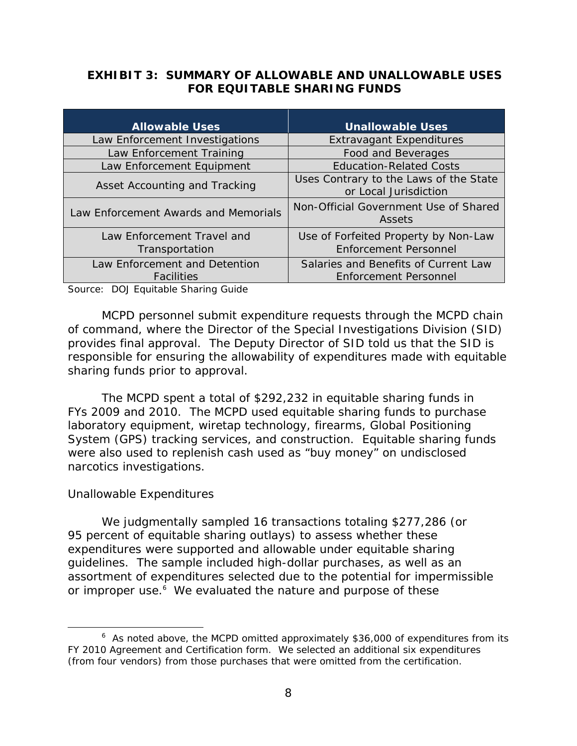**EXHIBIT 3: SUMMARY OF ALLOWABLE AND UNALLOWABLE USES FOR EQUITABLE SHARING FUNDS**

| Allowable Uses | Unallowable Uses |
|---|---|
| Law Enforcement Investigations | Extravagant Expenditures |
| Law Enforcement Training | Food and Beverages |
| Law Enforcement Equipment | Education-Related Costs |
| Asset Accounting and Tracking | Uses Contrary to the Laws of the State or Local Jurisdiction |
| Law Enforcement Awards and Memorials | Non-Official Government Use of Shared Assets |
| Law Enforcement Travel and Transportation | Use of Forfeited Property by Non-Law Enforcement Personnel |
| Law Enforcement and Detention Facilities | Salaries and Benefits of Current Law Enforcement Personnel |

Source: DOJ Equitable Sharing Guide

MCPD personnel submit expenditure requests through the MCPD chain of command, where the Director of the Special Investigations Division (SID) provides final approval. The Deputy Director of SID told us that the SID is responsible for ensuring the allowability of expenditures made with equitable sharing funds prior to approval.

The MCPD spent a total of $292,232 in equitable sharing funds in FYs 2009 and 2010. The MCPD used equitable sharing funds to purchase laboratory equipment, wiretap technology, firearms, Global Positioning System (GPS) tracking services, and construction. Equitable sharing funds were also used to replenish cash used as "buy money" on undisclosed narcotics investigations.

*Unallowable Expenditures*

We judgmentally sampled 16 transactions totaling $277,286 (or 95 percent of equitable sharing outlays) to assess whether these expenditures were supported and allowable under equitable sharing guidelines. The sample included high-dollar purchases, as well as an assortment of expenditures selected due to the potential for impermissible or improper use.[6] We evaluated the nature and purpose of these

[6] As noted above, the MCPD omitted approximately $36,000 of expenditures from its FY 2010 Agreement and Certification form. We selected an additional six expenditures (from four vendors) from those purchases that were omitted from the certification.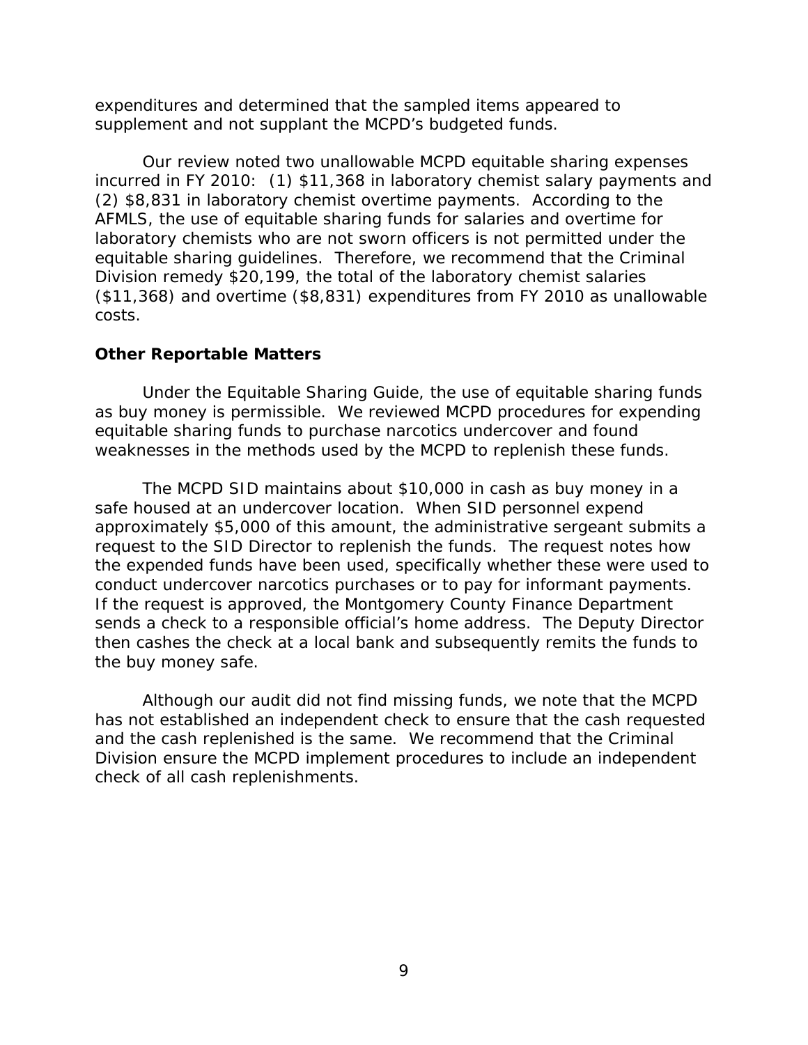expenditures and determined that the sampled items appeared to supplement and not supplant the MCPD's budgeted funds.

Our review noted two unallowable MCPD equitable sharing expenses incurred in FY 2010: (1) $11,368 in laboratory chemist salary payments and (2) $8,831 in laboratory chemist overtime payments. According to the AFMLS, the use of equitable sharing funds for salaries and overtime for laboratory chemists who are not sworn officers is not permitted under the equitable sharing guidelines. Therefore, we recommend that the Criminal Division remedy $20,199, the total of the laboratory chemist salaries ($11,368) and overtime ($8,831) expenditures from FY 2010 as unallowable costs.

**Other Reportable Matters**

Under the Equitable Sharing Guide, the use of equitable sharing funds as buy money is permissible. We reviewed MCPD procedures for expending equitable sharing funds to purchase narcotics undercover and found weaknesses in the methods used by the MCPD to replenish these funds.

The MCPD SID maintains about $10,000 in cash as buy money in a safe housed at an undercover location. When SID personnel expend approximately $5,000 of this amount, the administrative sergeant submits a request to the SID Director to replenish the funds. The request notes how the expended funds have been used, specifically whether these were used to conduct undercover narcotics purchases or to pay for informant payments. If the request is approved, the Montgomery County Finance Department sends a check to a responsible official's home address. The Deputy Director then cashes the check at a local bank and subsequently remits the funds to the buy money safe.

Although our audit did not find missing funds, we note that the MCPD has not established an independent check to ensure that the cash requested and the cash replenished is the same. We recommend that the Criminal Division ensure the MCPD implement procedures to include an independent check of all cash replenishments.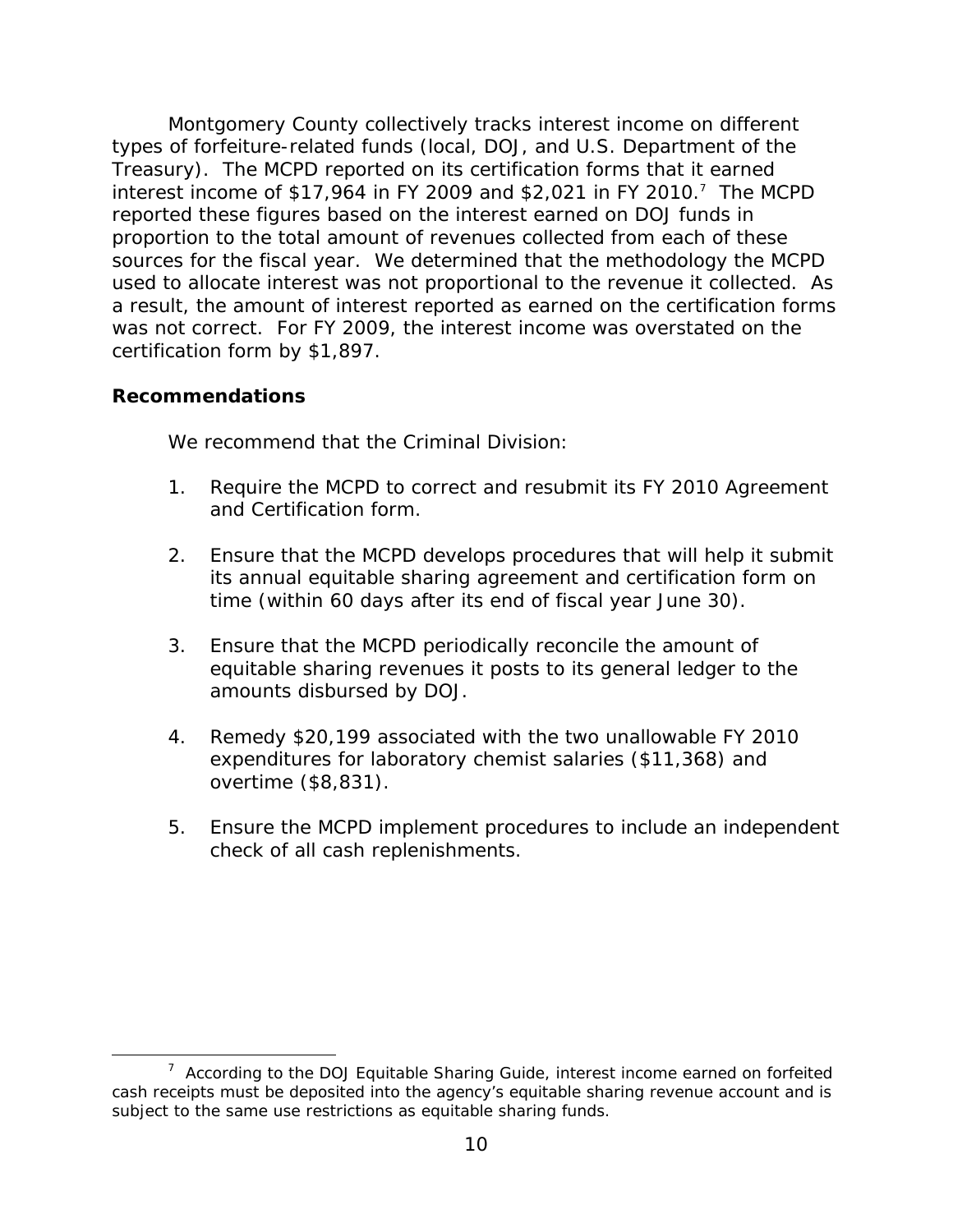Montgomery County collectively tracks interest income on different types of forfeiture-related funds (local, DOJ, and U.S. Department of the Treasury). The MCPD reported on its certification forms that it earned interest income of $17,964 in FY 2009 and $2,021 in FY 2010.[7] The MCPD reported these figures based on the interest earned on DOJ funds in proportion to the total amount of revenues collected from each of these sources for the fiscal year. We determined that the methodology the MCPD used to allocate interest was not proportional to the revenue it collected. As a result, the amount of interest reported as earned on the certification forms was not correct. For FY 2009, the interest income was overstated on the certification form by $1,897.

### Recommendations

We recommend that the Criminal Division:

1. Require the MCPD to correct and resubmit its FY 2010 Agreement and Certification form.

2. Ensure that the MCPD develops procedures that will help it submit its annual equitable sharing agreement and certification form on time (within 60 days after its end of fiscal year June 30).

3. Ensure that the MCPD periodically reconcile the amount of equitable sharing revenues it posts to its general ledger to the amounts disbursed by DOJ.

4. Remedy $20,199 associated with the two unallowable FY 2010 expenditures for laboratory chemist salaries ($11,368) and overtime ($8,831).

5. Ensure the MCPD implement procedures to include an independent check of all cash replenishments.

---

[7] According to the DOJ Equitable Sharing Guide, interest income earned on forfeited cash receipts must be deposited into the agency's equitable sharing revenue account and is subject to the same use restrictions as equitable sharing funds.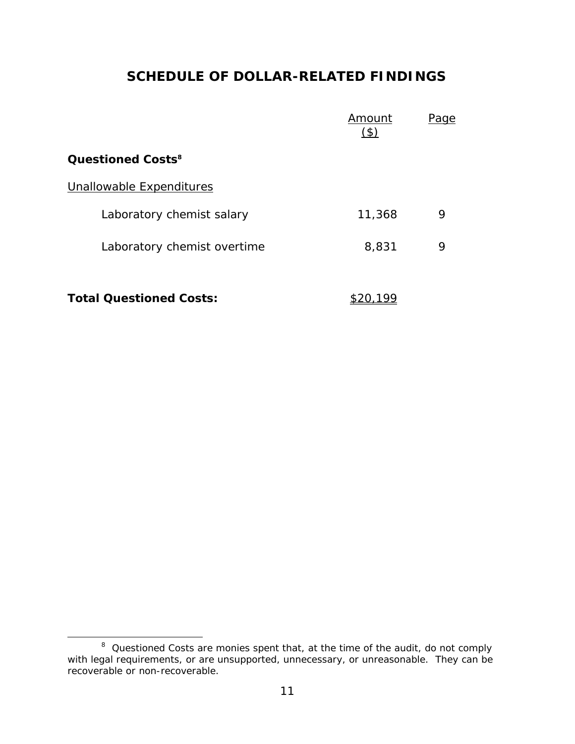# SCHEDULE OF DOLLAR-RELATED FINDINGS

| | Amount ($) | Page |
|---|---|---|
| **Questioned Costs**[8] | | |
| Unallowable Expenditures | | |
| Laboratory chemist salary | 11,368 | 9 |
| Laboratory chemist overtime | 8,831 | 9 |
| **Total Questioned Costs:** | $20,199 | |

[8] Questioned Costs are monies spent that, at the time of the audit, do not comply with legal requirements, or are unsupported, unnecessary, or unreasonable. They can be recoverable or non-recoverable.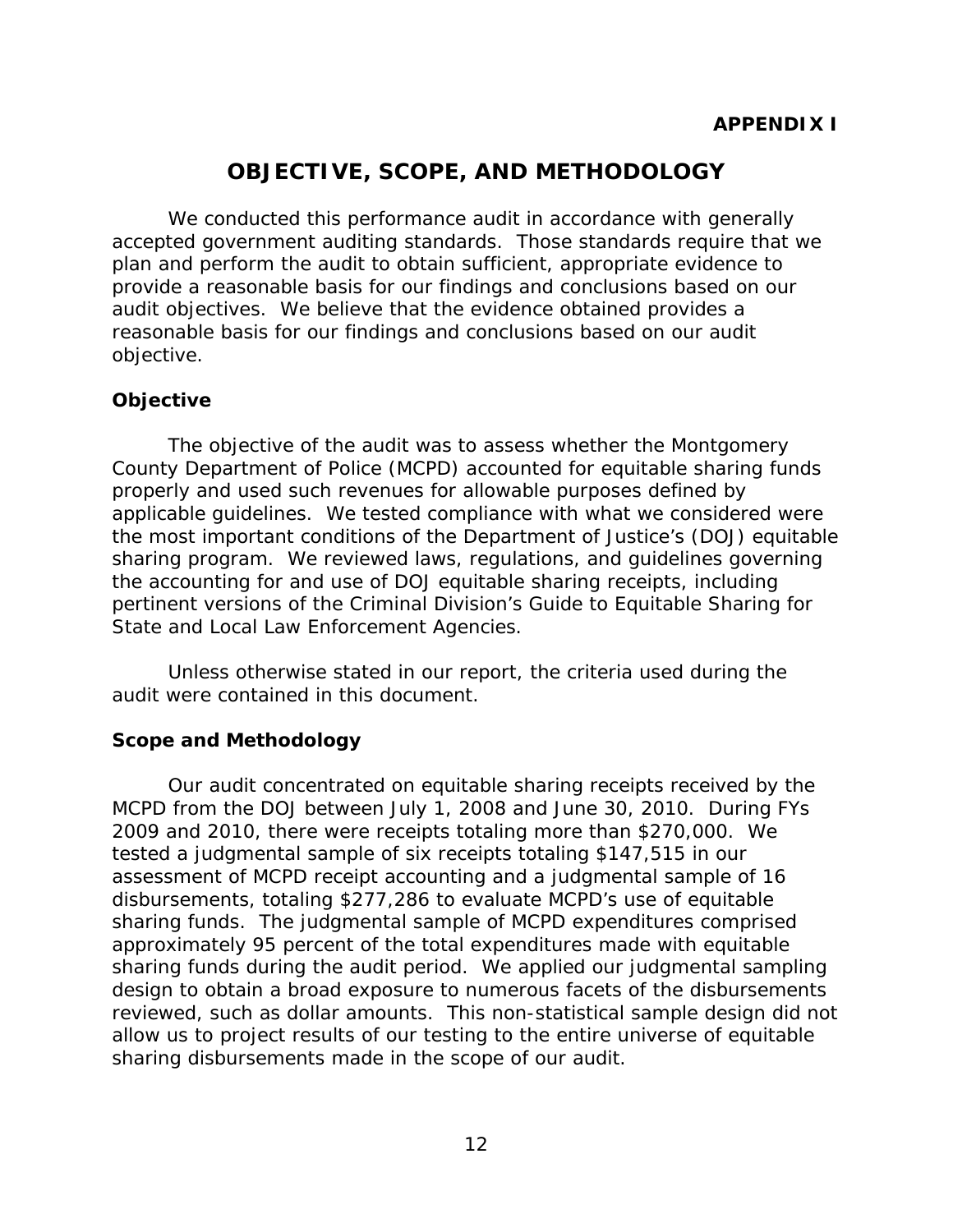**APPENDIX I**

# OBJECTIVE, SCOPE, AND METHODOLOGY

We conducted this performance audit in accordance with generally accepted government auditing standards. Those standards require that we plan and perform the audit to obtain sufficient, appropriate evidence to provide a reasonable basis for our findings and conclusions based on our audit objectives. We believe that the evidence obtained provides a reasonable basis for our findings and conclusions based on our audit objective.

### Objective

The objective of the audit was to assess whether the Montgomery County Department of Police (MCPD) accounted for equitable sharing funds properly and used such revenues for allowable purposes defined by applicable guidelines. We tested compliance with what we considered were the most important conditions of the Department of Justice's (DOJ) equitable sharing program. We reviewed laws, regulations, and guidelines governing the accounting for and use of DOJ equitable sharing receipts, including pertinent versions of the Criminal Division's Guide to Equitable Sharing for State and Local Law Enforcement Agencies.

Unless otherwise stated in our report, the criteria used during the audit were contained in this document.

### Scope and Methodology

Our audit concentrated on equitable sharing receipts received by the MCPD from the DOJ between July 1, 2008 and June 30, 2010. During FYs 2009 and 2010, there were receipts totaling more than $270,000. We tested a judgmental sample of six receipts totaling $147,515 in our assessment of MCPD receipt accounting and a judgmental sample of 16 disbursements, totaling $277,286 to evaluate MCPD's use of equitable sharing funds. The judgmental sample of MCPD expenditures comprised approximately 95 percent of the total expenditures made with equitable sharing funds during the audit period. We applied our judgmental sampling design to obtain a broad exposure to numerous facets of the disbursements reviewed, such as dollar amounts. This non-statistical sample design did not allow us to project results of our testing to the entire universe of equitable sharing disbursements made in the scope of our audit.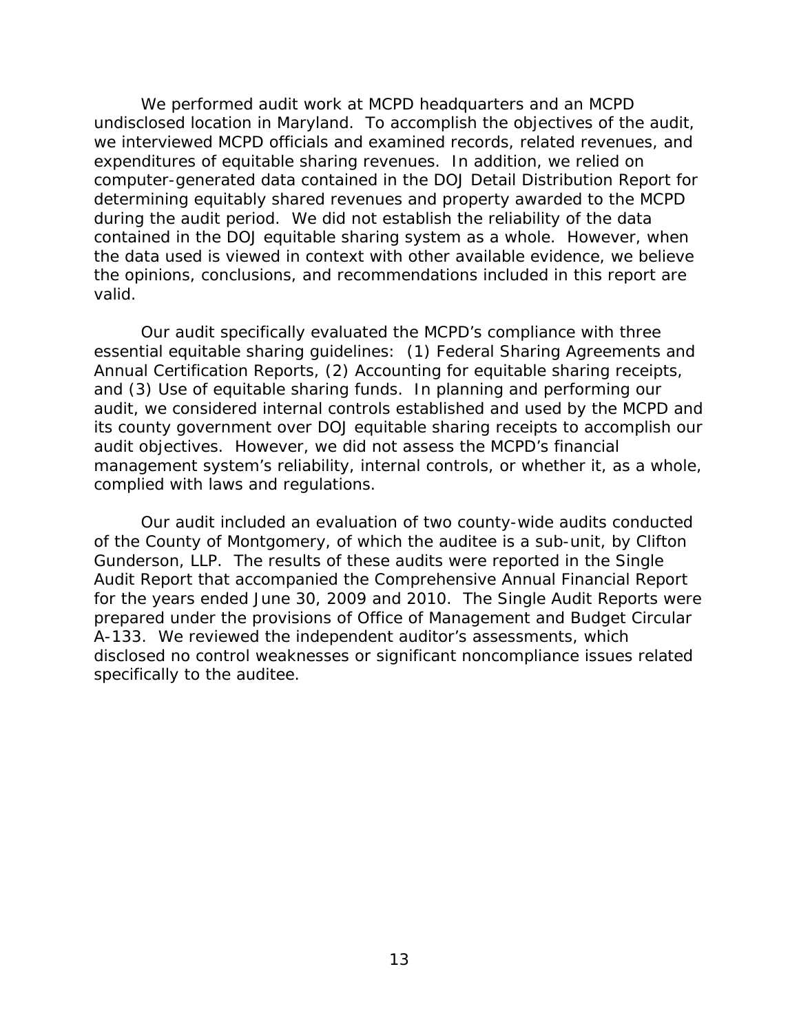We performed audit work at MCPD headquarters and an MCPD undisclosed location in Maryland. To accomplish the objectives of the audit, we interviewed MCPD officials and examined records, related revenues, and expenditures of equitable sharing revenues. In addition, we relied on computer-generated data contained in the DOJ Detail Distribution Report for determining equitably shared revenues and property awarded to the MCPD during the audit period. We did not establish the reliability of the data contained in the DOJ equitable sharing system as a whole. However, when the data used is viewed in context with other available evidence, we believe the opinions, conclusions, and recommendations included in this report are valid.

Our audit specifically evaluated the MCPD's compliance with three essential equitable sharing guidelines: (1) Federal Sharing Agreements and Annual Certification Reports, (2) Accounting for equitable sharing receipts, and (3) Use of equitable sharing funds. In planning and performing our audit, we considered internal controls established and used by the MCPD and its county government over DOJ equitable sharing receipts to accomplish our audit objectives. However, we did not assess the MCPD's financial management system's reliability, internal controls, or whether it, as a whole, complied with laws and regulations.

Our audit included an evaluation of two county-wide audits conducted of the County of Montgomery, of which the auditee is a sub-unit, by Clifton Gunderson, LLP. The results of these audits were reported in the Single Audit Report that accompanied the Comprehensive Annual Financial Report for the years ended June 30, 2009 and 2010. The Single Audit Reports were prepared under the provisions of Office of Management and Budget Circular A-133. We reviewed the independent auditor's assessments, which disclosed no control weaknesses or significant noncompliance issues related specifically to the auditee.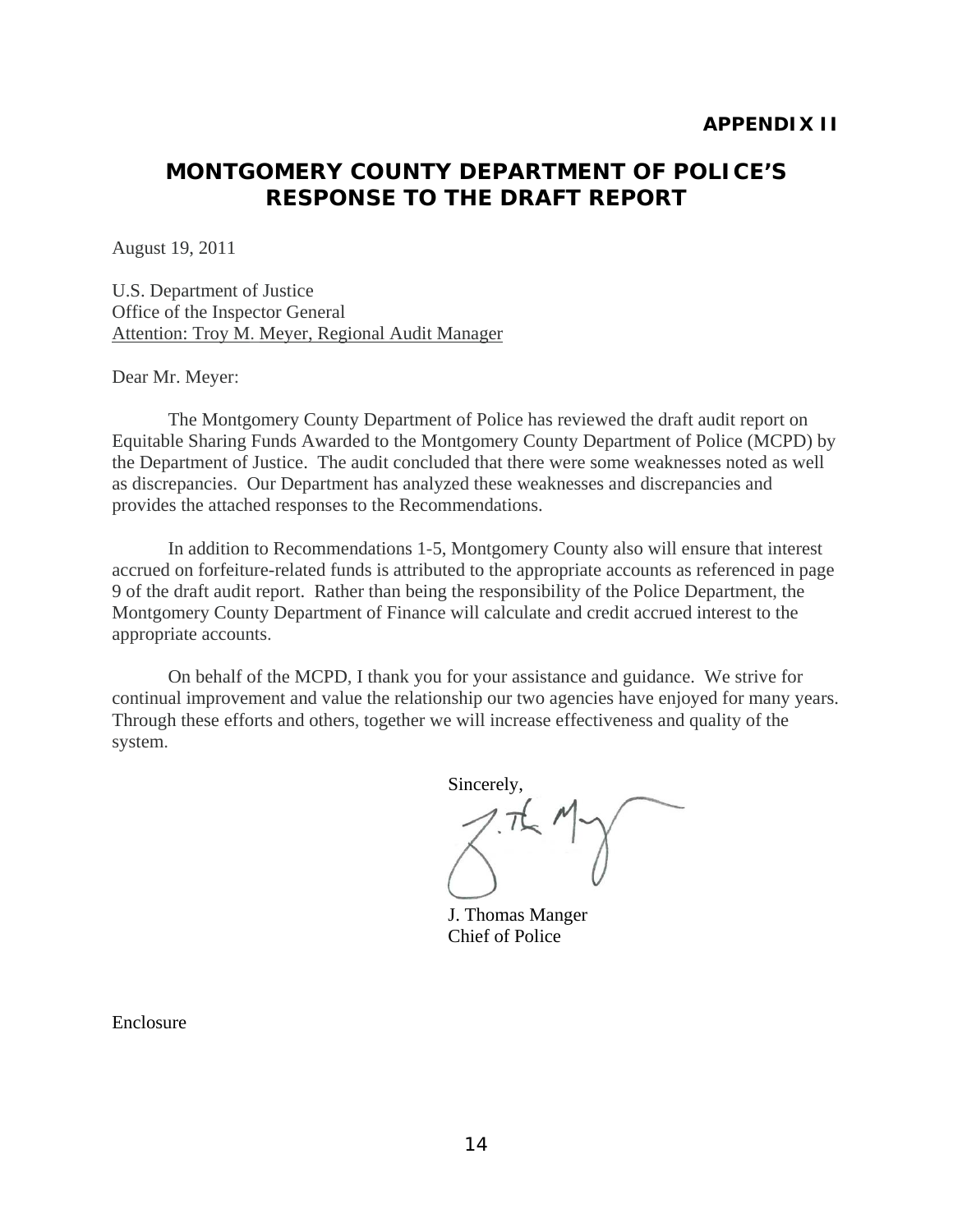**APPENDIX II**

# MONTGOMERY COUNTY DEPARTMENT OF POLICE'S RESPONSE TO THE DRAFT REPORT

August 19, 2011

U.S. Department of Justice
Office of the Inspector General
Attention: Troy M. Meyer, Regional Audit Manager

Dear Mr. Meyer:

The Montgomery County Department of Police has reviewed the draft audit report on Equitable Sharing Funds Awarded to the Montgomery County Department of Police (MCPD) by the Department of Justice. The audit concluded that there were some weaknesses noted as well as discrepancies. Our Department has analyzed these weaknesses and discrepancies and provides the attached responses to the Recommendations.

In addition to Recommendations 1-5, Montgomery County also will ensure that interest accrued on forfeiture-related funds is attributed to the appropriate accounts as referenced in page 9 of the draft audit report. Rather than being the responsibility of the Police Department, the Montgomery County Department of Finance will calculate and credit accrued interest to the appropriate accounts.

On behalf of the MCPD, I thank you for your assistance and guidance. We strive for continual improvement and value the relationship our two agencies have enjoyed for many years. Through these efforts and others, together we will increase effectiveness and quality of the system.

Sincerely,

J. Thomas Manger
Chief of Police

Enclosure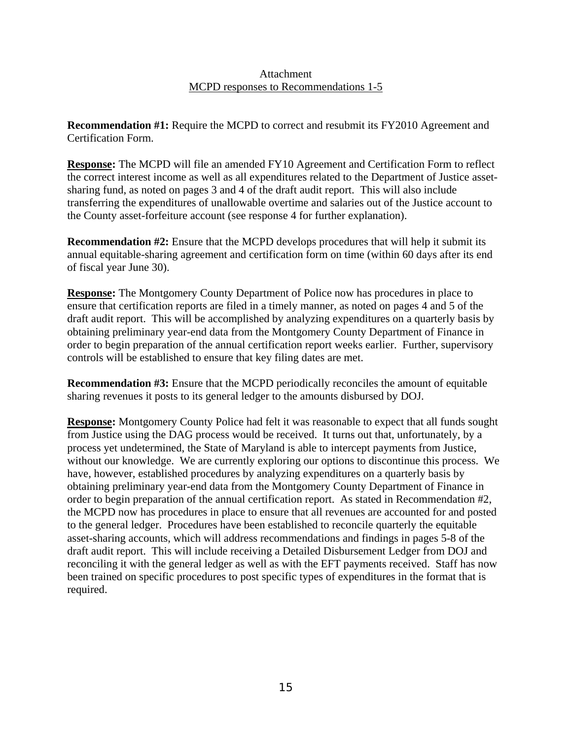Attachment

MCPD responses to Recommendations 1-5

**Recommendation #1:** Require the MCPD to correct and resubmit its FY2010 Agreement and Certification Form.

**Response:** The MCPD will file an amended FY10 Agreement and Certification Form to reflect the correct interest income as well as all expenditures related to the Department of Justice asset-sharing fund, as noted on pages 3 and 4 of the draft audit report. This will also include transferring the expenditures of unallowable overtime and salaries out of the Justice account to the County asset-forfeiture account (see response 4 for further explanation).

**Recommendation #2:** Ensure that the MCPD develops procedures that will help it submit its annual equitable-sharing agreement and certification form on time (within 60 days after its end of fiscal year June 30).

**Response:** The Montgomery County Department of Police now has procedures in place to ensure that certification reports are filed in a timely manner, as noted on pages 4 and 5 of the draft audit report. This will be accomplished by analyzing expenditures on a quarterly basis by obtaining preliminary year-end data from the Montgomery County Department of Finance in order to begin preparation of the annual certification report weeks earlier. Further, supervisory controls will be established to ensure that key filing dates are met.

**Recommendation #3:** Ensure that the MCPD periodically reconciles the amount of equitable sharing revenues it posts to its general ledger to the amounts disbursed by DOJ.

**Response:** Montgomery County Police had felt it was reasonable to expect that all funds sought from Justice using the DAG process would be received. It turns out that, unfortunately, by a process yet undetermined, the State of Maryland is able to intercept payments from Justice, without our knowledge. We are currently exploring our options to discontinue this process. We have, however, established procedures by analyzing expenditures on a quarterly basis by obtaining preliminary year-end data from the Montgomery County Department of Finance in order to begin preparation of the annual certification report. As stated in Recommendation #2, the MCPD now has procedures in place to ensure that all revenues are accounted for and posted to the general ledger. Procedures have been established to reconcile quarterly the equitable asset-sharing accounts, which will address recommendations and findings in pages 5-8 of the draft audit report. This will include receiving a Detailed Disbursement Ledger from DOJ and reconciling it with the general ledger as well as with the EFT payments received. Staff has now been trained on specific procedures to post specific types of expenditures in the format that is required.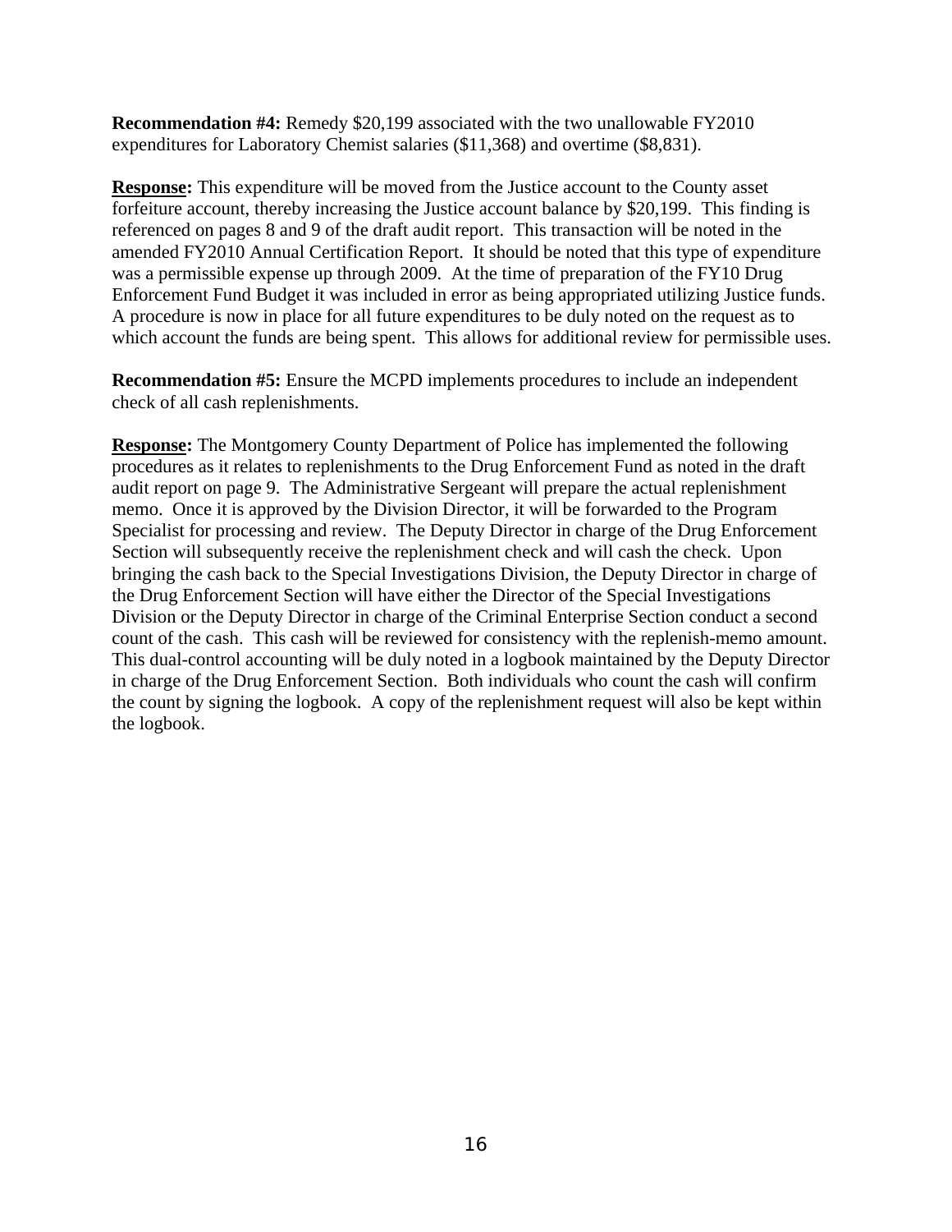**Recommendation #4:** Remedy $20,199 associated with the two unallowable FY2010 expenditures for Laboratory Chemist salaries ($11,368) and overtime ($8,831).

**Response:** This expenditure will be moved from the Justice account to the County asset forfeiture account, thereby increasing the Justice account balance by $20,199. This finding is referenced on pages 8 and 9 of the draft audit report. This transaction will be noted in the amended FY2010 Annual Certification Report. It should be noted that this type of expenditure was a permissible expense up through 2009. At the time of preparation of the FY10 Drug Enforcement Fund Budget it was included in error as being appropriated utilizing Justice funds. A procedure is now in place for all future expenditures to be duly noted on the request as to which account the funds are being spent. This allows for additional review for permissible uses.

**Recommendation #5:** Ensure the MCPD implements procedures to include an independent check of all cash replenishments.

**Response:** The Montgomery County Department of Police has implemented the following procedures as it relates to replenishments to the Drug Enforcement Fund as noted in the draft audit report on page 9. The Administrative Sergeant will prepare the actual replenishment memo. Once it is approved by the Division Director, it will be forwarded to the Program Specialist for processing and review. The Deputy Director in charge of the Drug Enforcement Section will subsequently receive the replenishment check and will cash the check. Upon bringing the cash back to the Special Investigations Division, the Deputy Director in charge of the Drug Enforcement Section will have either the Director of the Special Investigations Division or the Deputy Director in charge of the Criminal Enterprise Section conduct a second count of the cash. This cash will be reviewed for consistency with the replenish-memo amount. This dual-control accounting will be duly noted in a logbook maintained by the Deputy Director in charge of the Drug Enforcement Section. Both individuals who count the cash will confirm the count by signing the logbook. A copy of the replenishment request will also be kept within the logbook.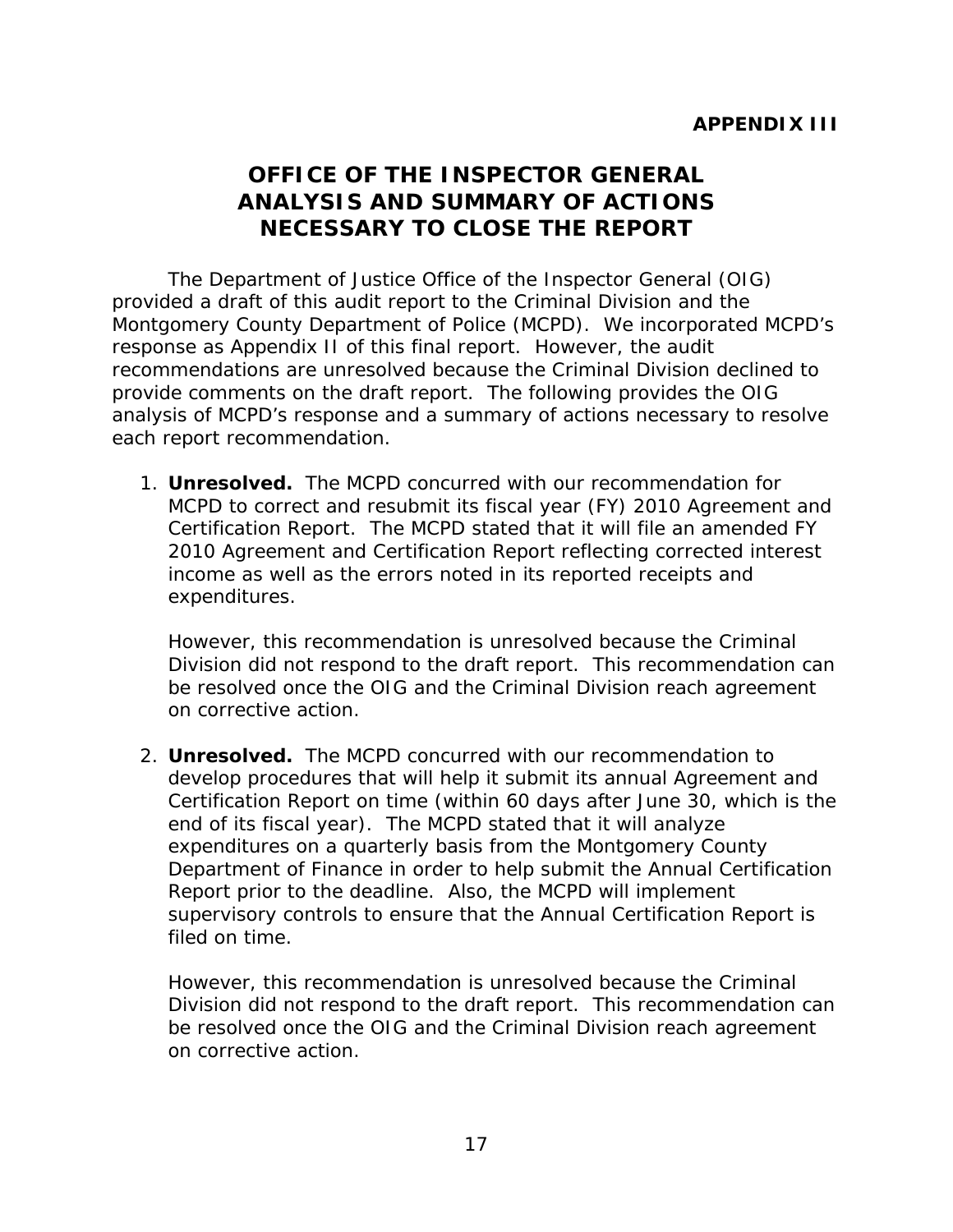**APPENDIX III**

# OFFICE OF THE INSPECTOR GENERAL ANALYSIS AND SUMMARY OF ACTIONS NECESSARY TO CLOSE THE REPORT

The Department of Justice Office of the Inspector General (OIG) provided a draft of this audit report to the Criminal Division and the Montgomery County Department of Police (MCPD). We incorporated MCPD's response as Appendix II of this final report. However, the audit recommendations are unresolved because the Criminal Division declined to provide comments on the draft report. The following provides the OIG analysis of MCPD's response and a summary of actions necessary to resolve each report recommendation.

1. **Unresolved.** The MCPD concurred with our recommendation for MCPD to correct and resubmit its fiscal year (FY) 2010 Agreement and Certification Report. The MCPD stated that it will file an amended FY 2010 Agreement and Certification Report reflecting corrected interest income as well as the errors noted in its reported receipts and expenditures.

   However, this recommendation is unresolved because the Criminal Division did not respond to the draft report. This recommendation can be resolved once the OIG and the Criminal Division reach agreement on corrective action.

2. **Unresolved.** The MCPD concurred with our recommendation to develop procedures that will help it submit its annual Agreement and Certification Report on time (within 60 days after June 30, which is the end of its fiscal year). The MCPD stated that it will analyze expenditures on a quarterly basis from the Montgomery County Department of Finance in order to help submit the Annual Certification Report prior to the deadline. Also, the MCPD will implement supervisory controls to ensure that the Annual Certification Report is filed on time.

   However, this recommendation is unresolved because the Criminal Division did not respond to the draft report. This recommendation can be resolved once the OIG and the Criminal Division reach agreement on corrective action.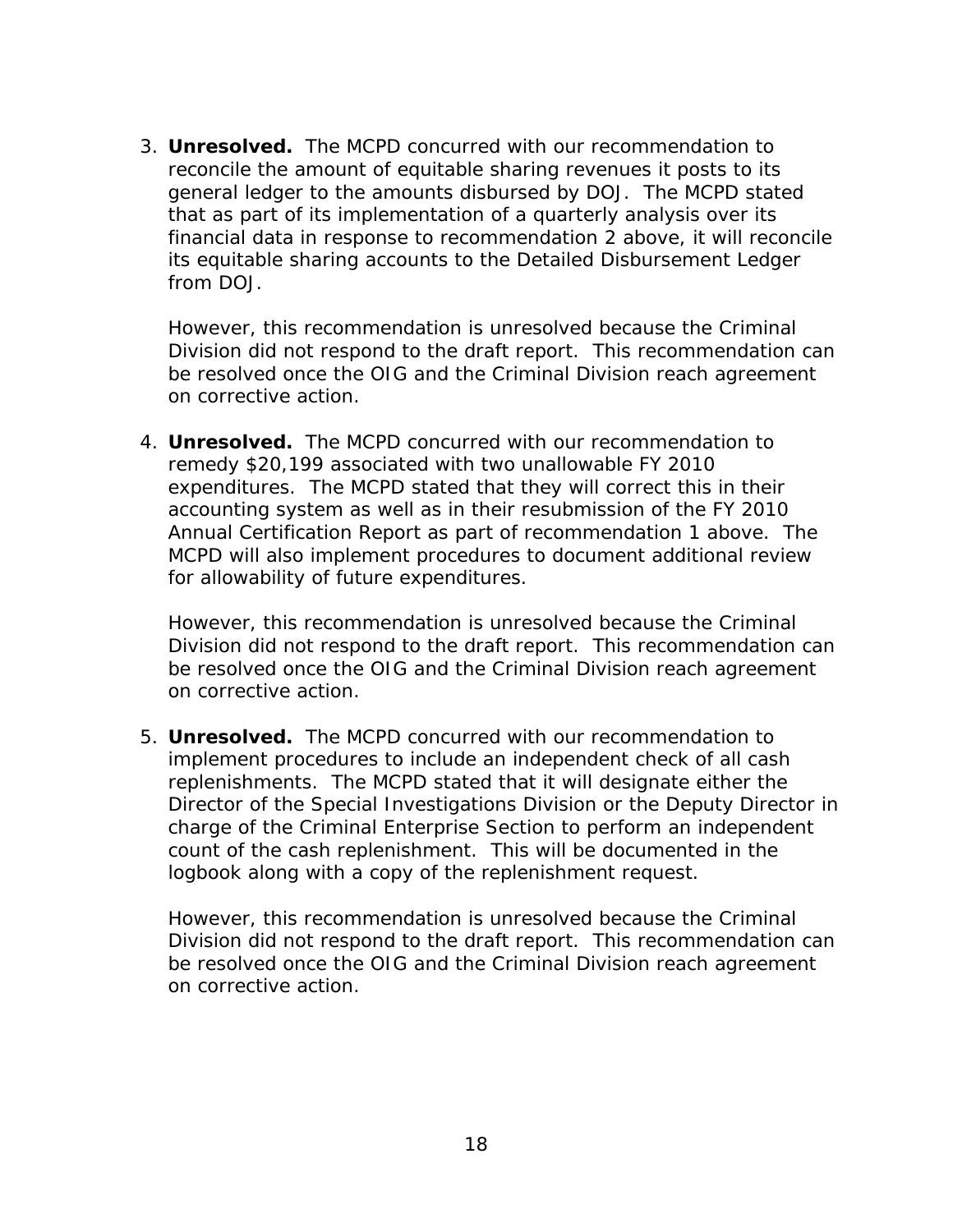3. **Unresolved.** The MCPD concurred with our recommendation to reconcile the amount of equitable sharing revenues it posts to its general ledger to the amounts disbursed by DOJ. The MCPD stated that as part of its implementation of a quarterly analysis over its financial data in response to recommendation 2 above, it will reconcile its equitable sharing accounts to the Detailed Disbursement Ledger from DOJ.

   However, this recommendation is unresolved because the Criminal Division did not respond to the draft report. This recommendation can be resolved once the OIG and the Criminal Division reach agreement on corrective action.

4. **Unresolved.** The MCPD concurred with our recommendation to remedy $20,199 associated with two unallowable FY 2010 expenditures. The MCPD stated that they will correct this in their accounting system as well as in their resubmission of the FY 2010 Annual Certification Report as part of recommendation 1 above. The MCPD will also implement procedures to document additional review for allowability of future expenditures.

   However, this recommendation is unresolved because the Criminal Division did not respond to the draft report. This recommendation can be resolved once the OIG and the Criminal Division reach agreement on corrective action.

5. **Unresolved.** The MCPD concurred with our recommendation to implement procedures to include an independent check of all cash replenishments. The MCPD stated that it will designate either the Director of the Special Investigations Division or the Deputy Director in charge of the Criminal Enterprise Section to perform an independent count of the cash replenishment. This will be documented in the logbook along with a copy of the replenishment request.

   However, this recommendation is unresolved because the Criminal Division did not respond to the draft report. This recommendation can be resolved once the OIG and the Criminal Division reach agreement on corrective action.